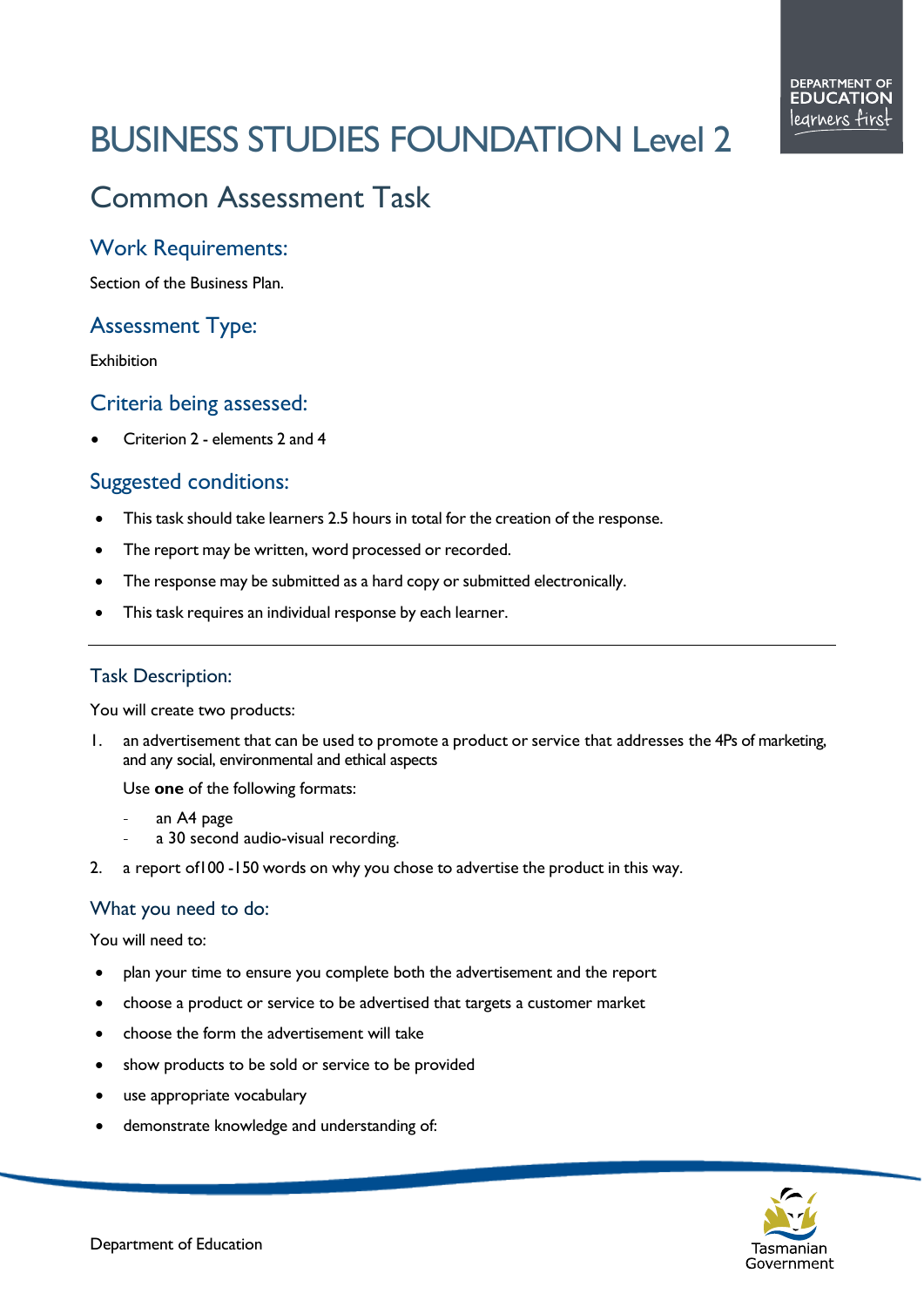# BUSINESS STUDIES FOUNDATION Level 2

## Common Assessment Task

### Work Requirements:

Section of the Business Plan.

### Assessment Type:

Exhibition

### Criteria being assessed:

- Criterion 2 - elements 2 and 4

### Suggested conditions:

- This task should take learners 2.5 hours in total for the creation of the response.
- The report may be written, word processed or recorded.
- The response may be submitted as a hard copy or submitted electronically.
- This task requires an individual response by each learner.

---

### Task Description:

You will create two products:

1. an advertisement that can be used to promote a product or service that addresses the 4Ps of marketing, and any social, environmental and ethical aspects

   Use **one** of the following formats:

   - an A4 page
   - a 30 second audio-visual recording.

2. a report of100 -150 words on why you chose to advertise the product in this way.

### What you need to do:

You will need to:

- plan your time to ensure you complete both the advertisement and the report
- choose a product or service to be advertised that targets a customer market
- choose the form the advertisement will take
- show products to be sold or service to be provided
- use appropriate vocabulary
- demonstrate knowledge and understanding of: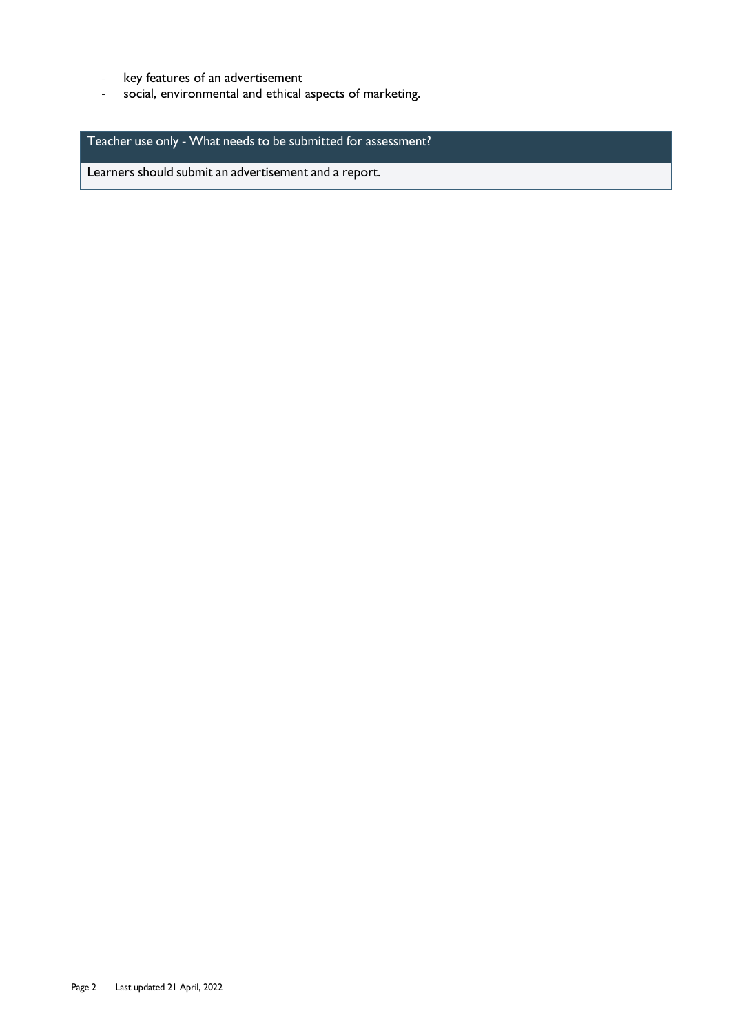- key features of an advertisement
- social, environmental and ethical aspects of marketing.

| Teacher use only - What needs to be submitted for assessment? |
| --- |
| Learners should submit an advertisement and a report. |